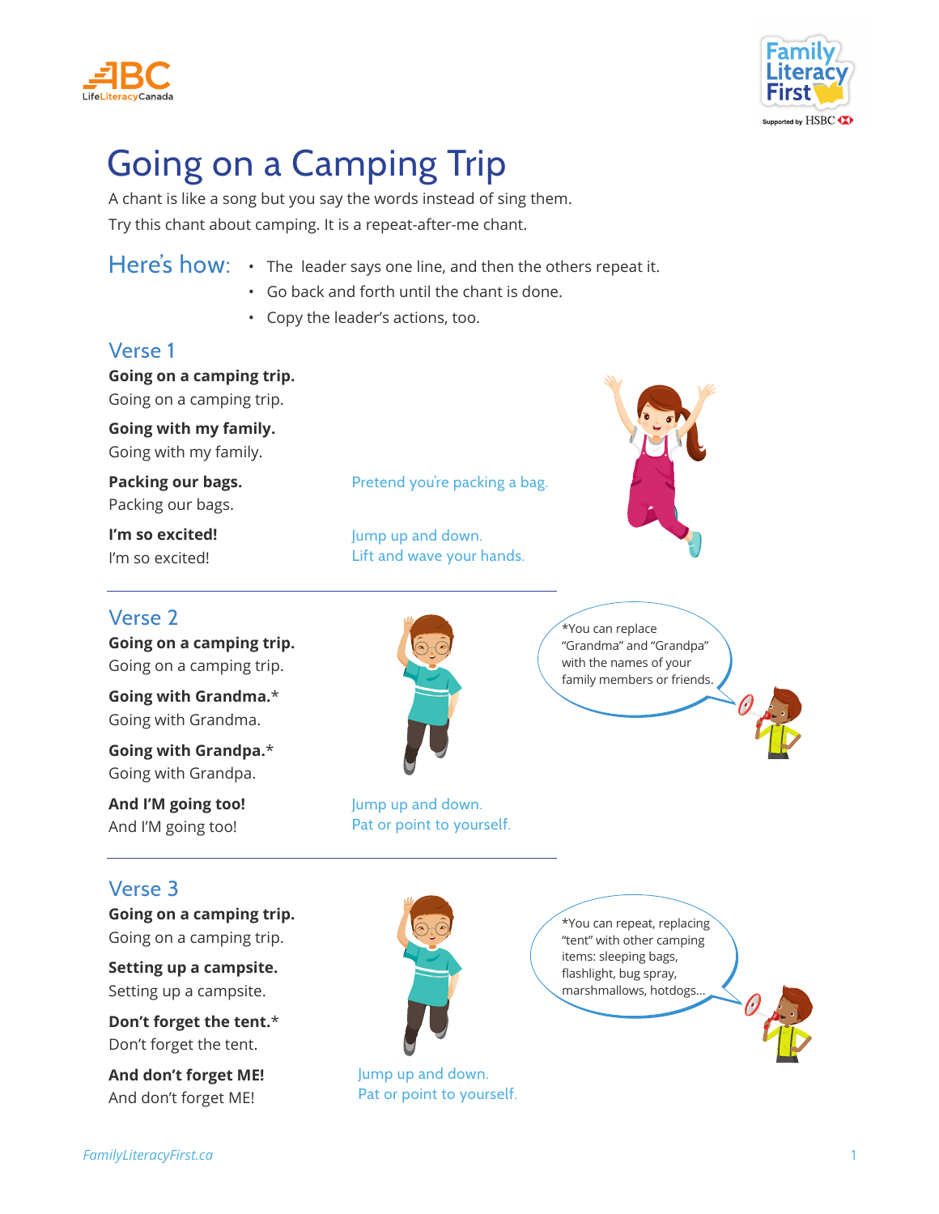# Going on a Camping Trip

A chant is like a song but you say the words instead of sing them.

Try this chant about camping. It is a repeat-after-me chant.

## Here's how:

- The leader says one line, and then the others repeat it.
- Go back and forth until the chant is done.
- Copy the leader's actions, too.

### Verse 1

**Going on a camping trip.**
Going on a camping trip.

**Going with my family.**
Going with my family.

**Packing our bags.**
Packing our bags.

Pretend you're packing a bag.

**I'm so excited!**
I'm so excited!

Jump up and down.
Lift and wave your hands.

### Verse 2

**Going on a camping trip.**
Going on a camping trip.

**Going with Grandma.***
Going with Grandma.

**Going with Grandpa.***
Going with Grandpa.

**And I'M going too!**
And I'M going too!

Jump up and down.
Pat or point to yourself.

*You can replace "Grandma" and "Grandpa" with the names of your family members or friends.

### Verse 3

**Going on a camping trip.**
Going on a camping trip.

**Setting up a campsite.**
Setting up a campsite.

**Don't forget the tent.***
Don't forget the tent.

**And don't forget ME!**
And don't forget ME!

Jump up and down.
Pat or point to yourself.

*You can repeat, replacing "tent" with other camping items: sleeping bags, flashlight, bug spray, marshmallows, hotdogs...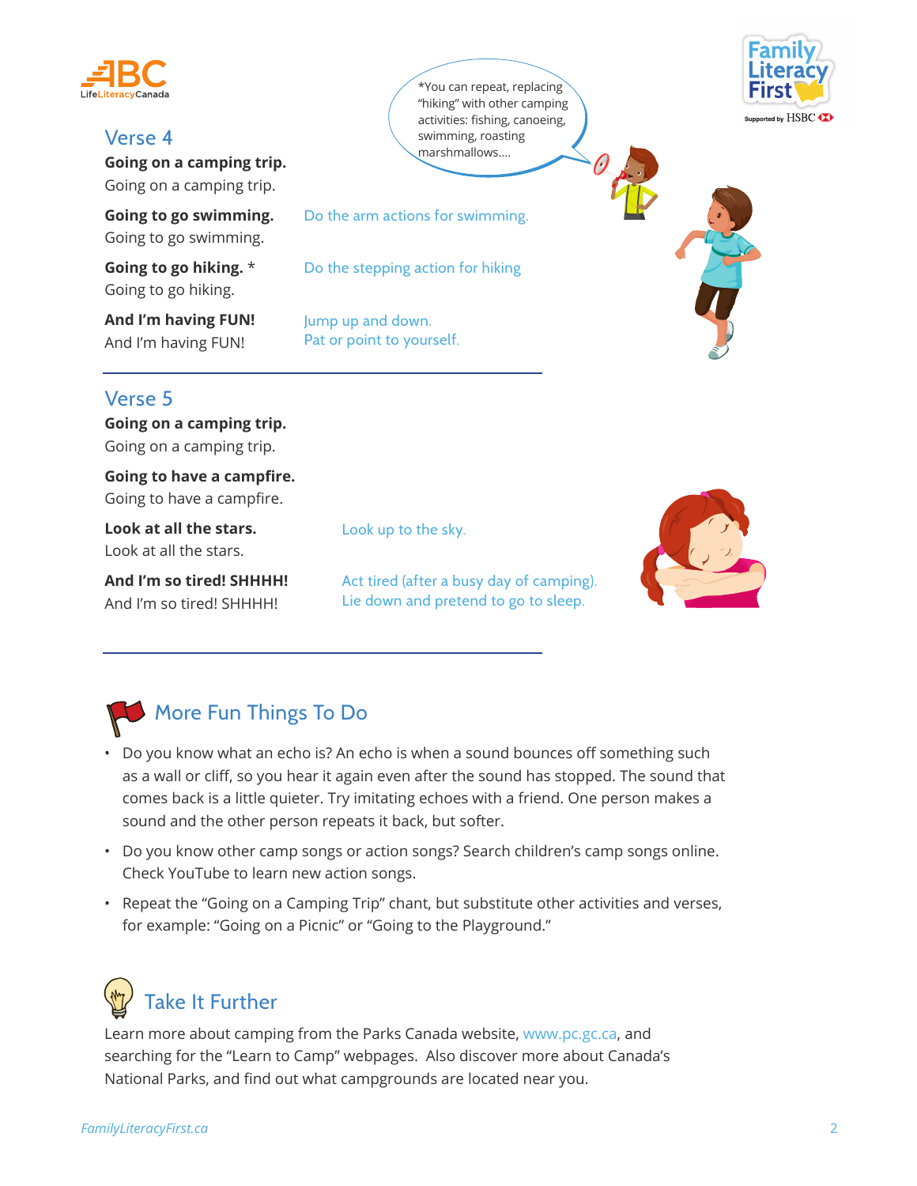*You can repeat, replacing "hiking" with other camping activities: fishing, canoeing, swimming, roasting marshmallows....

## Verse 4

**Going on a camping trip.**
Going on a camping trip.

**Going to go swimming.**
Going to go swimming.
Do the arm actions for swimming.

**Going to go hiking.** *
Going to go hiking.
Do the stepping action for hiking

**And I'm having FUN!**
And I'm having FUN!
Jump up and down.
Pat or point to yourself.

## Verse 5

**Going on a camping trip.**
Going on a camping trip.

**Going to have a campfire.**
Going to have a campfire.

**Look at all the stars.**
Look at all the stars.
Look up to the sky.

**And I'm so tired! SHHHH!**
And I'm so tired! SHHHH!
Act tired (after a busy day of camping).
Lie down and pretend to go to sleep.

## More Fun Things To Do

- Do you know what an echo is? An echo is when a sound bounces off something such as a wall or cliff, so you hear it again even after the sound has stopped. The sound that comes back is a little quieter. Try imitating echoes with a friend. One person makes a sound and the other person repeats it back, but softer.
- Do you know other camp songs or action songs? Search children's camp songs online. Check YouTube to learn new action songs.
- Repeat the "Going on a Camping Trip" chant, but substitute other activities and verses, for example: "Going on a Picnic" or "Going to the Playground."

## Take It Further

Learn more about camping from the Parks Canada website, www.pc.gc.ca, and searching for the "Learn to Camp" webpages. Also discover more about Canada's National Parks, and find out what campgrounds are located near you.